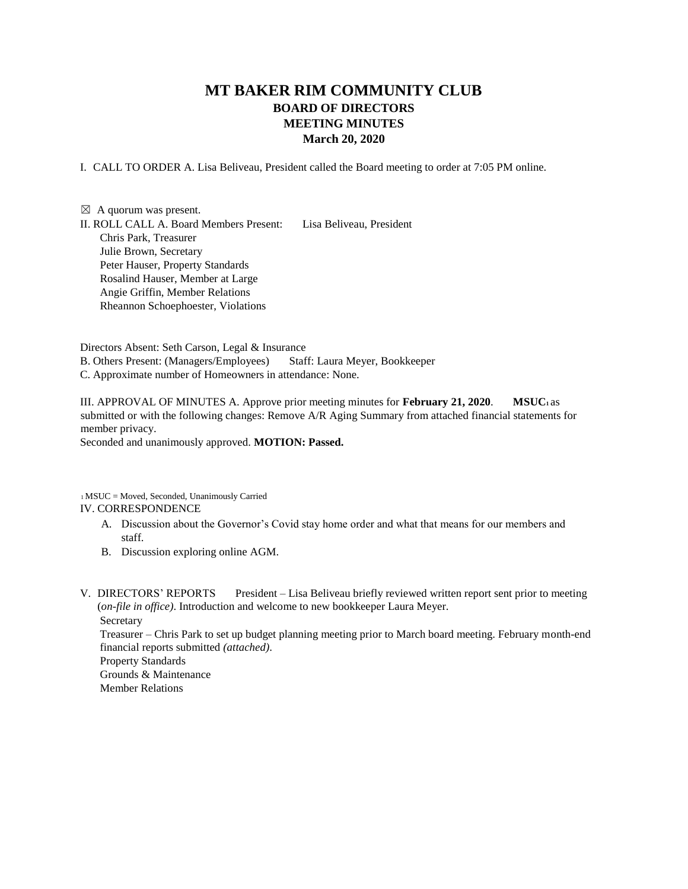# MT BAKER RIM COMMUNITY CLUB

## BOARD OF DIRECTORS

## MEETING MINUTES

## March 20, 2020

I. CALL TO ORDER A. Lisa Beliveau, President called the Board meeting to order at 7:05 PM online.

☒ A quorum was present.

II. ROLL CALL A. Board Members Present: Lisa Beliveau, President
Chris Park, Treasurer
Julie Brown, Secretary
Peter Hauser, Property Standards
Rosalind Hauser, Member at Large
Angie Griffin, Member Relations
Rheannon Schoephoester, Violations

Directors Absent: Seth Carson, Legal & Insurance
B. Others Present: (Managers/Employees) Staff: Laura Meyer, Bookkeeper
C. Approximate number of Homeowners in attendance: None.

III. APPROVAL OF MINUTES A. Approve prior meeting minutes for **February 21, 2020**. **MSUC**[1] as submitted or with the following changes: Remove A/R Aging Summary from attached financial statements for member privacy.
Seconded and unanimously approved. **MOTION: Passed.**

[1] MSUC = Moved, Seconded, Unanimously Carried

IV. CORRESPONDENCE

A. Discussion about the Governor's Covid stay home order and what that means for our members and staff.
B. Discussion exploring online AGM.

V. DIRECTORS' REPORTS President – Lisa Beliveau briefly reviewed written report sent prior to meeting (*on-file in office)*. Introduction and welcome to new bookkeeper Laura Meyer.
Secretary
Treasurer – Chris Park to set up budget planning meeting prior to March board meeting. February month-end financial reports submitted *(attached)*.
Property Standards
Grounds & Maintenance
Member Relations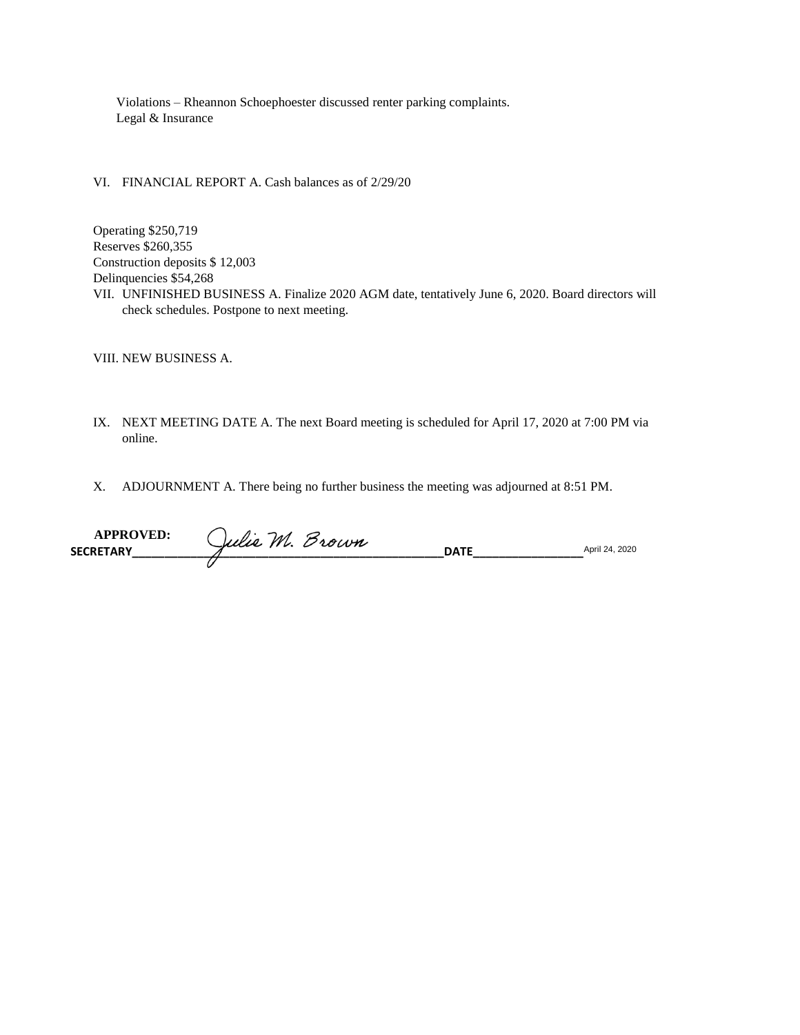Violations – Rheannon Schoephoester discussed renter parking complaints.
Legal & Insurance

VI. FINANCIAL REPORT A. Cash balances as of 2/29/20

Operating $250,719
Reserves $260,355
Construction deposits $ 12,003
Delinquencies $54,268

VII. UNFINISHED BUSINESS A. Finalize 2020 AGM date, tentatively June 6, 2020. Board directors will check schedules. Postpone to next meeting.

VIII. NEW BUSINESS A.

IX. NEXT MEETING DATE A. The next Board meeting is scheduled for April 17, 2020 at 7:00 PM via online.

X. ADJOURNMENT A. There being no further business the meeting was adjourned at 8:51 PM.

**APPROVED:**
**SECRETARY** Julie M. Brown **DATE** April 24, 2020